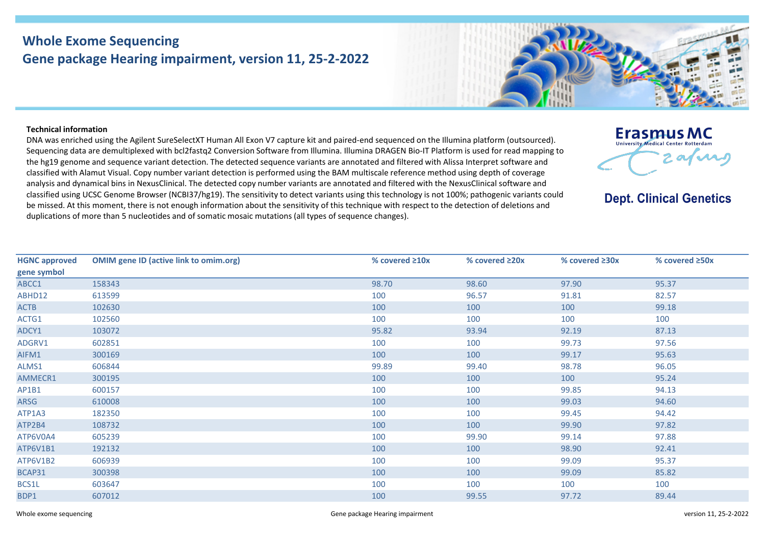# Whole Exome Sequencing

## Gene package Hearing impairment, version 11, 25-2-2022

**Technical information**

DNA was enriched using the Agilent SureSelectXT Human All Exon V7 capture kit and paired-end sequenced on the Illumina platform (outsourced). Sequencing data are demultiplexed with bcl2fastq2 Conversion Software from Illumina. Illumina DRAGEN Bio-IT Platform is used for read mapping to the hg19 genome and sequence variant detection. The detected sequence variants are annotated and filtered with Alissa Interpret software and classified with Alamut Visual. Copy number variant detection is performed using the BAM multiscale reference method using depth of coverage analysis and dynamical bins in NexusClinical. The detected copy number variants are annotated and filtered with the NexusClinical software and classified using UCSC Genome Browser (NCBI37/hg19). The sensitivity to detect variants using this technology is not 100%; pathogenic variants could be missed. At this moment, there is not enough information about the sensitivity of this technique with respect to the detection of deletions and duplications of more than 5 nucleotides and of somatic mosaic mutations (all types of sequence changes).

| HGNC approved gene symbol | OMIM gene ID (active link to omim.org) | % covered ≥10x | % covered ≥20x | % covered ≥30x | % covered ≥50x |
|---|---|---|---|---|---|
| ABCC1 | 158343 | 98.70 | 98.60 | 97.90 | 95.37 |
| ABHD12 | 613599 | 100 | 96.57 | 91.81 | 82.57 |
| ACTB | 102630 | 100 | 100 | 100 | 99.18 |
| ACTG1 | 102560 | 100 | 100 | 100 | 100 |
| ADCY1 | 103072 | 95.82 | 93.94 | 92.19 | 87.13 |
| ADGRV1 | 602851 | 100 | 100 | 99.73 | 97.56 |
| AIFM1 | 300169 | 100 | 100 | 99.17 | 95.63 |
| ALMS1 | 606844 | 99.89 | 99.40 | 98.78 | 96.05 |
| AMMECR1 | 300195 | 100 | 100 | 100 | 95.24 |
| AP1B1 | 600157 | 100 | 100 | 99.85 | 94.13 |
| ARSG | 610008 | 100 | 100 | 99.03 | 94.60 |
| ATP1A3 | 182350 | 100 | 100 | 99.45 | 94.42 |
| ATP2B4 | 108732 | 100 | 100 | 99.90 | 97.82 |
| ATP6V0A4 | 605239 | 100 | 99.90 | 99.14 | 97.88 |
| ATP6V1B1 | 192132 | 100 | 100 | 98.90 | 92.41 |
| ATP6V1B2 | 606939 | 100 | 100 | 99.09 | 95.37 |
| BCAP31 | 300398 | 100 | 100 | 99.09 | 85.82 |
| BCS1L | 603647 | 100 | 100 | 100 | 100 |
| BDP1 | 607012 | 100 | 99.55 | 97.72 | 89.44 |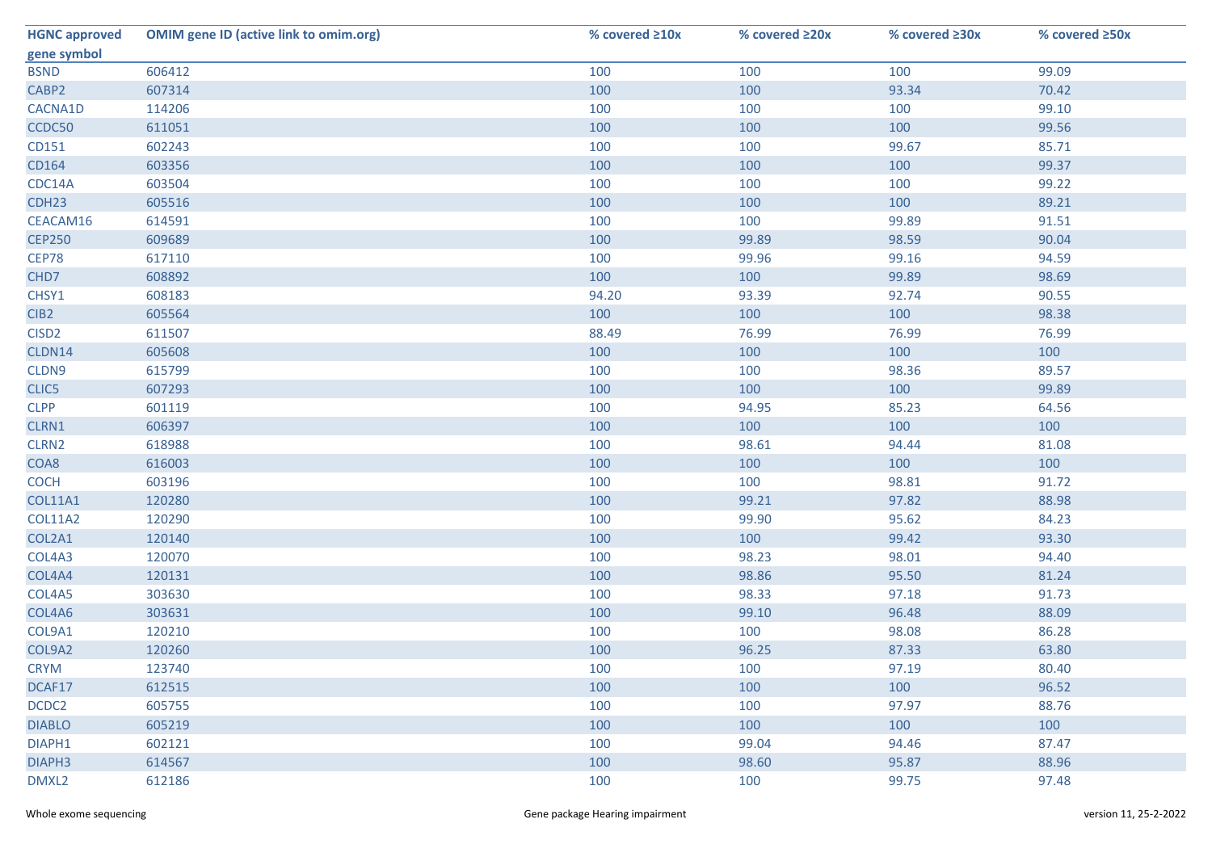| HGNC approved gene symbol | OMIM gene ID (active link to omim.org) | % covered ≥10x | % covered ≥20x | % covered ≥30x | % covered ≥50x |
|---|---|---|---|---|---|
| BSND | 606412 | 100 | 100 | 100 | 99.09 |
| CABP2 | 607314 | 100 | 100 | 93.34 | 70.42 |
| CACNA1D | 114206 | 100 | 100 | 100 | 99.10 |
| CCDC50 | 611051 | 100 | 100 | 100 | 99.56 |
| CD151 | 602243 | 100 | 100 | 99.67 | 85.71 |
| CD164 | 603356 | 100 | 100 | 100 | 99.37 |
| CDC14A | 603504 | 100 | 100 | 100 | 99.22 |
| CDH23 | 605516 | 100 | 100 | 100 | 89.21 |
| CEACAM16 | 614591 | 100 | 100 | 99.89 | 91.51 |
| CEP250 | 609689 | 100 | 99.89 | 98.59 | 90.04 |
| CEP78 | 617110 | 100 | 99.96 | 99.16 | 94.59 |
| CHD7 | 608892 | 100 | 100 | 99.89 | 98.69 |
| CHSY1 | 608183 | 94.20 | 93.39 | 92.74 | 90.55 |
| CIB2 | 605564 | 100 | 100 | 100 | 98.38 |
| CISD2 | 611507 | 88.49 | 76.99 | 76.99 | 76.99 |
| CLDN14 | 605608 | 100 | 100 | 100 | 100 |
| CLDN9 | 615799 | 100 | 100 | 98.36 | 89.57 |
| CLIC5 | 607293 | 100 | 100 | 100 | 99.89 |
| CLPP | 601119 | 100 | 94.95 | 85.23 | 64.56 |
| CLRN1 | 606397 | 100 | 100 | 100 | 100 |
| CLRN2 | 618988 | 100 | 98.61 | 94.44 | 81.08 |
| COA8 | 616003 | 100 | 100 | 100 | 100 |
| COCH | 603196 | 100 | 100 | 98.81 | 91.72 |
| COL11A1 | 120280 | 100 | 99.21 | 97.82 | 88.98 |
| COL11A2 | 120290 | 100 | 99.90 | 95.62 | 84.23 |
| COL2A1 | 120140 | 100 | 100 | 99.42 | 93.30 |
| COL4A3 | 120070 | 100 | 98.23 | 98.01 | 94.40 |
| COL4A4 | 120131 | 100 | 98.86 | 95.50 | 81.24 |
| COL4A5 | 303630 | 100 | 98.33 | 97.18 | 91.73 |
| COL4A6 | 303631 | 100 | 99.10 | 96.48 | 88.09 |
| COL9A1 | 120210 | 100 | 100 | 98.08 | 86.28 |
| COL9A2 | 120260 | 100 | 96.25 | 87.33 | 63.80 |
| CRYM | 123740 | 100 | 100 | 97.19 | 80.40 |
| DCAF17 | 612515 | 100 | 100 | 100 | 96.52 |
| DCDC2 | 605755 | 100 | 100 | 97.97 | 88.76 |
| DIABLO | 605219 | 100 | 100 | 100 | 100 |
| DIAPH1 | 602121 | 100 | 99.04 | 94.46 | 87.47 |
| DIAPH3 | 614567 | 100 | 98.60 | 95.87 | 88.96 |
| DMXL2 | 612186 | 100 | 100 | 99.75 | 97.48 |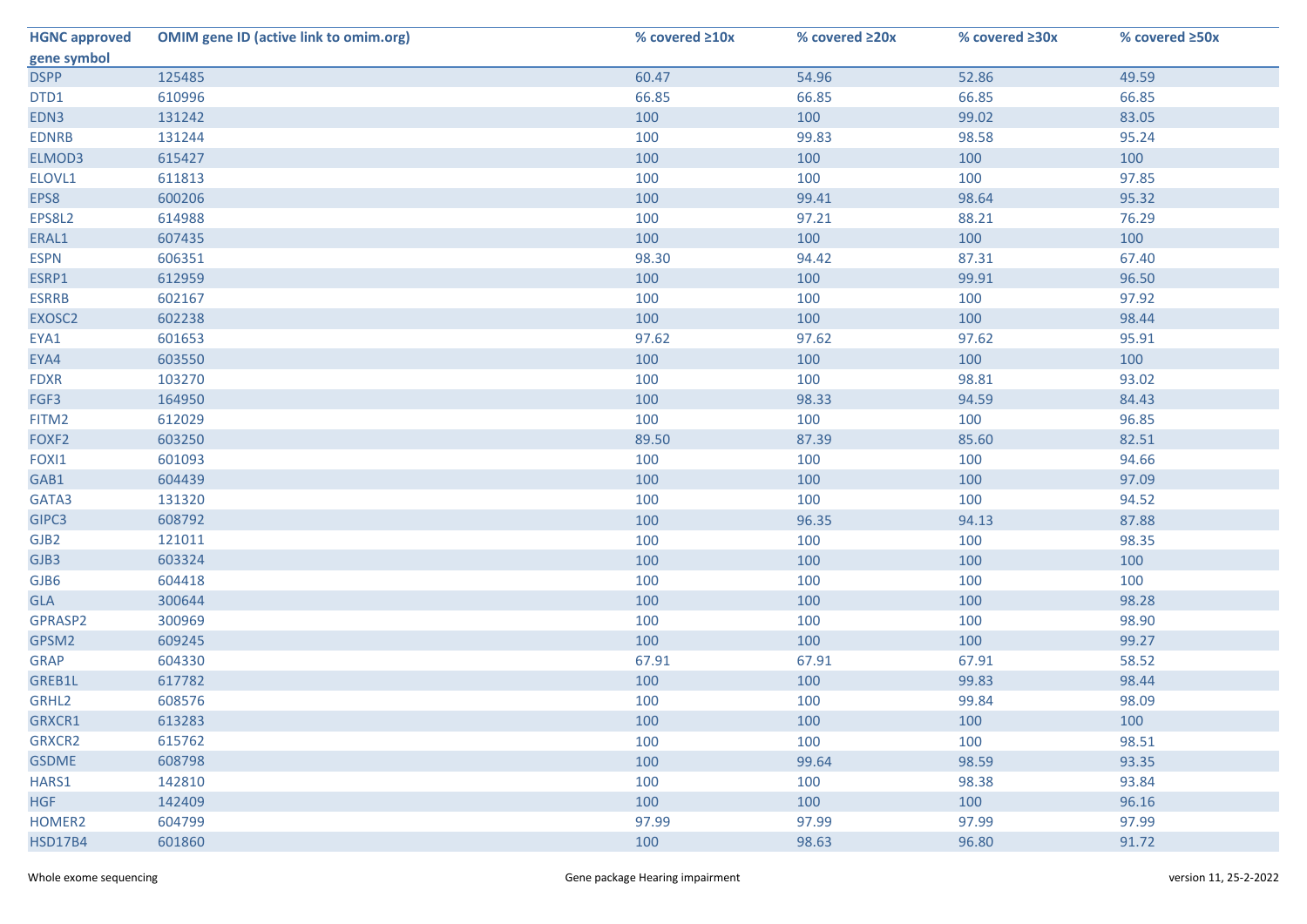| HGNC approved gene symbol | OMIM gene ID (active link to omim.org) | % covered ≥10x | % covered ≥20x | % covered ≥30x | % covered ≥50x |
|---|---|---|---|---|---|
| DSPP | 125485 | 60.47 | 54.96 | 52.86 | 49.59 |
| DTD1 | 610996 | 66.85 | 66.85 | 66.85 | 66.85 |
| EDN3 | 131242 | 100 | 100 | 99.02 | 83.05 |
| EDNRB | 131244 | 100 | 99.83 | 98.58 | 95.24 |
| ELMOD3 | 615427 | 100 | 100 | 100 | 100 |
| ELOVL1 | 611813 | 100 | 100 | 100 | 97.85 |
| EPS8 | 600206 | 100 | 99.41 | 98.64 | 95.32 |
| EPS8L2 | 614988 | 100 | 97.21 | 88.21 | 76.29 |
| ERAL1 | 607435 | 100 | 100 | 100 | 100 |
| ESPN | 606351 | 98.30 | 94.42 | 87.31 | 67.40 |
| ESRP1 | 612959 | 100 | 100 | 99.91 | 96.50 |
| ESRRB | 602167 | 100 | 100 | 100 | 97.92 |
| EXOSC2 | 602238 | 100 | 100 | 100 | 98.44 |
| EYA1 | 601653 | 97.62 | 97.62 | 97.62 | 95.91 |
| EYA4 | 603550 | 100 | 100 | 100 | 100 |
| FDXR | 103270 | 100 | 100 | 98.81 | 93.02 |
| FGF3 | 164950 | 100 | 98.33 | 94.59 | 84.43 |
| FITM2 | 612029 | 100 | 100 | 100 | 96.85 |
| FOXF2 | 603250 | 89.50 | 87.39 | 85.60 | 82.51 |
| FOXI1 | 601093 | 100 | 100 | 100 | 94.66 |
| GAB1 | 604439 | 100 | 100 | 100 | 97.09 |
| GATA3 | 131320 | 100 | 100 | 100 | 94.52 |
| GIPC3 | 608792 | 100 | 96.35 | 94.13 | 87.88 |
| GJB2 | 121011 | 100 | 100 | 100 | 98.35 |
| GJB3 | 603324 | 100 | 100 | 100 | 100 |
| GJB6 | 604418 | 100 | 100 | 100 | 100 |
| GLA | 300644 | 100 | 100 | 100 | 98.28 |
| GPRASP2 | 300969 | 100 | 100 | 100 | 98.90 |
| GPSM2 | 609245 | 100 | 100 | 100 | 99.27 |
| GRAP | 604330 | 67.91 | 67.91 | 67.91 | 58.52 |
| GREB1L | 617782 | 100 | 100 | 99.83 | 98.44 |
| GRHL2 | 608576 | 100 | 100 | 99.84 | 98.09 |
| GRXCR1 | 613283 | 100 | 100 | 100 | 100 |
| GRXCR2 | 615762 | 100 | 100 | 100 | 98.51 |
| GSDME | 608798 | 100 | 99.64 | 98.59 | 93.35 |
| HARS1 | 142810 | 100 | 100 | 98.38 | 93.84 |
| HGF | 142409 | 100 | 100 | 100 | 96.16 |
| HOMER2 | 604799 | 97.99 | 97.99 | 97.99 | 97.99 |
| HSD17B4 | 601860 | 100 | 98.63 | 96.80 | 91.72 |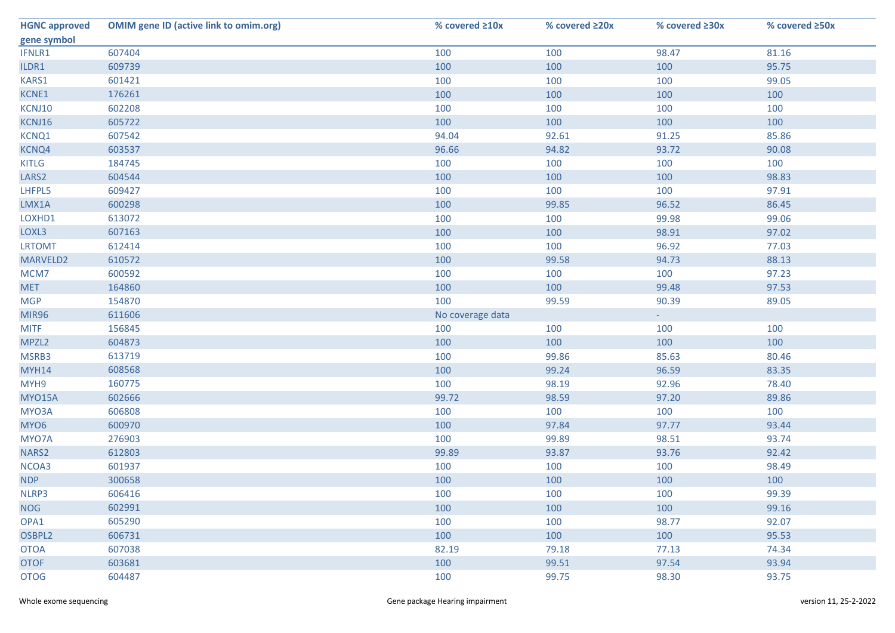| HGNC approved gene symbol | OMIM gene ID (active link to omim.org) | % covered ≥10x | % covered ≥20x | % covered ≥30x | % covered ≥50x |
|---|---|---|---|---|---|
| IFNLR1 | 607404 | 100 | 100 | 98.47 | 81.16 |
| ILDR1 | 609739 | 100 | 100 | 100 | 95.75 |
| KARS1 | 601421 | 100 | 100 | 100 | 99.05 |
| KCNE1 | 176261 | 100 | 100 | 100 | 100 |
| KCNJ10 | 602208 | 100 | 100 | 100 | 100 |
| KCNJ16 | 605722 | 100 | 100 | 100 | 100 |
| KCNQ1 | 607542 | 94.04 | 92.61 | 91.25 | 85.86 |
| KCNQ4 | 603537 | 96.66 | 94.82 | 93.72 | 90.08 |
| KITLG | 184745 | 100 | 100 | 100 | 100 |
| LARS2 | 604544 | 100 | 100 | 100 | 98.83 |
| LHFPL5 | 609427 | 100 | 100 | 100 | 97.91 |
| LMX1A | 600298 | 100 | 99.85 | 96.52 | 86.45 |
| LOXHD1 | 613072 | 100 | 100 | 99.98 | 99.06 |
| LOXL3 | 607163 | 100 | 100 | 98.91 | 97.02 |
| LRTOMT | 612414 | 100 | 100 | 96.92 | 77.03 |
| MARVELD2 | 610572 | 100 | 99.58 | 94.73 | 88.13 |
| MCM7 | 600592 | 100 | 100 | 100 | 97.23 |
| MET | 164860 | 100 | 100 | 99.48 | 97.53 |
| MGP | 154870 | 100 | 99.59 | 90.39 | 89.05 |
| MIR96 | 611606 | No coverage data | | - | |
| MITF | 156845 | 100 | 100 | 100 | 100 |
| MPZL2 | 604873 | 100 | 100 | 100 | 100 |
| MSRB3 | 613719 | 100 | 99.86 | 85.63 | 80.46 |
| MYH14 | 608568 | 100 | 99.24 | 96.59 | 83.35 |
| MYH9 | 160775 | 100 | 98.19 | 92.96 | 78.40 |
| MYO15A | 602666 | 99.72 | 98.59 | 97.20 | 89.86 |
| MYO3A | 606808 | 100 | 100 | 100 | 100 |
| MYO6 | 600970 | 100 | 97.84 | 97.77 | 93.44 |
| MYO7A | 276903 | 100 | 99.89 | 98.51 | 93.74 |
| NARS2 | 612803 | 99.89 | 93.87 | 93.76 | 92.42 |
| NCOA3 | 601937 | 100 | 100 | 100 | 98.49 |
| NDP | 300658 | 100 | 100 | 100 | 100 |
| NLRP3 | 606416 | 100 | 100 | 100 | 99.39 |
| NOG | 602991 | 100 | 100 | 100 | 99.16 |
| OPA1 | 605290 | 100 | 100 | 98.77 | 92.07 |
| OSBPL2 | 606731 | 100 | 100 | 100 | 95.53 |
| OTOA | 607038 | 82.19 | 79.18 | 77.13 | 74.34 |
| OTOF | 603681 | 100 | 99.51 | 97.54 | 93.94 |
| OTOG | 604487 | 100 | 99.75 | 98.30 | 93.75 |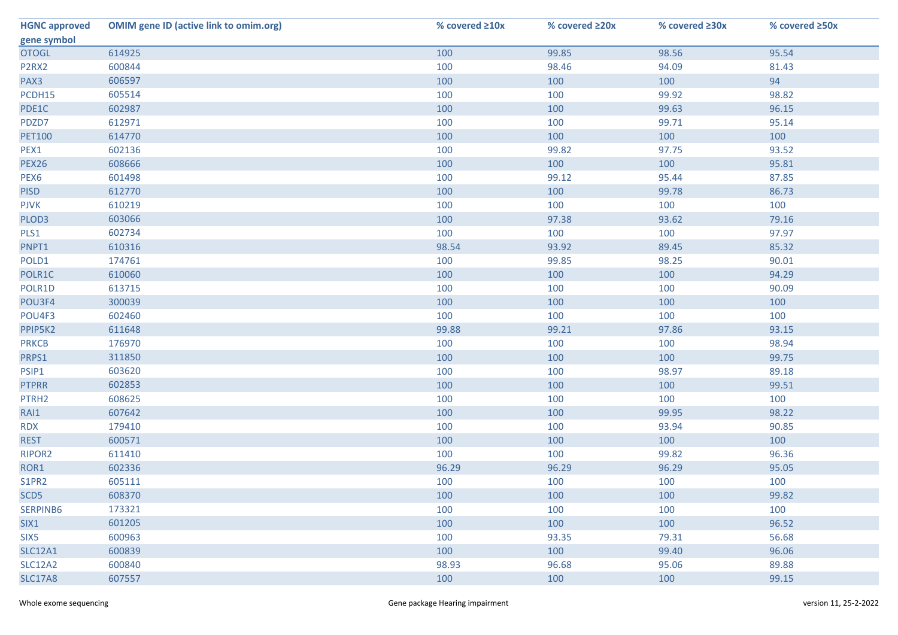| HGNC approved gene symbol | OMIM gene ID (active link to omim.org) | % covered ≥10x | % covered ≥20x | % covered ≥30x | % covered ≥50x |
|---|---|---|---|---|---|
| OTOGL | 614925 | 100 | 99.85 | 98.56 | 95.54 |
| P2RX2 | 600844 | 100 | 98.46 | 94.09 | 81.43 |
| PAX3 | 606597 | 100 | 100 | 100 | 94 |
| PCDH15 | 605514 | 100 | 100 | 99.92 | 98.82 |
| PDE1C | 602987 | 100 | 100 | 99.63 | 96.15 |
| PDZD7 | 612971 | 100 | 100 | 99.71 | 95.14 |
| PET100 | 614770 | 100 | 100 | 100 | 100 |
| PEX1 | 602136 | 100 | 99.82 | 97.75 | 93.52 |
| PEX26 | 608666 | 100 | 100 | 100 | 95.81 |
| PEX6 | 601498 | 100 | 99.12 | 95.44 | 87.85 |
| PISD | 612770 | 100 | 100 | 99.78 | 86.73 |
| PJVK | 610219 | 100 | 100 | 100 | 100 |
| PLOD3 | 603066 | 100 | 97.38 | 93.62 | 79.16 |
| PLS1 | 602734 | 100 | 100 | 100 | 97.97 |
| PNPT1 | 610316 | 98.54 | 93.92 | 89.45 | 85.32 |
| POLD1 | 174761 | 100 | 99.85 | 98.25 | 90.01 |
| POLR1C | 610060 | 100 | 100 | 100 | 94.29 |
| POLR1D | 613715 | 100 | 100 | 100 | 90.09 |
| POU3F4 | 300039 | 100 | 100 | 100 | 100 |
| POU4F3 | 602460 | 100 | 100 | 100 | 100 |
| PPIP5K2 | 611648 | 99.88 | 99.21 | 97.86 | 93.15 |
| PRKCB | 176970 | 100 | 100 | 100 | 98.94 |
| PRPS1 | 311850 | 100 | 100 | 100 | 99.75 |
| PSIP1 | 603620 | 100 | 100 | 98.97 | 89.18 |
| PTPRR | 602853 | 100 | 100 | 100 | 99.51 |
| PTRH2 | 608625 | 100 | 100 | 100 | 100 |
| RAI1 | 607642 | 100 | 100 | 99.95 | 98.22 |
| RDX | 179410 | 100 | 100 | 93.94 | 90.85 |
| REST | 600571 | 100 | 100 | 100 | 100 |
| RIPOR2 | 611410 | 100 | 100 | 99.82 | 96.36 |
| ROR1 | 602336 | 96.29 | 96.29 | 96.29 | 95.05 |
| S1PR2 | 605111 | 100 | 100 | 100 | 100 |
| SCD5 | 608370 | 100 | 100 | 100 | 99.82 |
| SERPINB6 | 173321 | 100 | 100 | 100 | 100 |
| SIX1 | 601205 | 100 | 100 | 100 | 96.52 |
| SIX5 | 600963 | 100 | 93.35 | 79.31 | 56.68 |
| SLC12A1 | 600839 | 100 | 100 | 99.40 | 96.06 |
| SLC12A2 | 600840 | 98.93 | 96.68 | 95.06 | 89.88 |
| SLC17A8 | 607557 | 100 | 100 | 100 | 99.15 |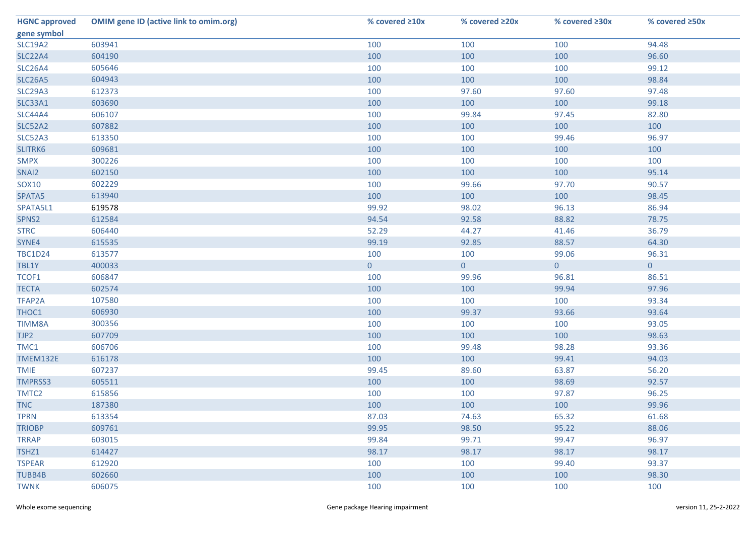| HGNC approved gene symbol | OMIM gene ID (active link to omim.org) | % covered ≥10x | % covered ≥20x | % covered ≥30x | % covered ≥50x |
|---|---|---|---|---|---|
| SLC19A2 | 603941 | 100 | 100 | 100 | 94.48 |
| SLC22A4 | 604190 | 100 | 100 | 100 | 96.60 |
| SLC26A4 | 605646 | 100 | 100 | 100 | 99.12 |
| SLC26A5 | 604943 | 100 | 100 | 100 | 98.84 |
| SLC29A3 | 612373 | 100 | 97.60 | 97.60 | 97.48 |
| SLC33A1 | 603690 | 100 | 100 | 100 | 99.18 |
| SLC44A4 | 606107 | 100 | 99.84 | 97.45 | 82.80 |
| SLC52A2 | 607882 | 100 | 100 | 100 | 100 |
| SLC52A3 | 613350 | 100 | 100 | 99.46 | 96.97 |
| SLITRK6 | 609681 | 100 | 100 | 100 | 100 |
| SMPX | 300226 | 100 | 100 | 100 | 100 |
| SNAI2 | 602150 | 100 | 100 | 100 | 95.14 |
| SOX10 | 602229 | 100 | 99.66 | 97.70 | 90.57 |
| SPATA5 | 613940 | 100 | 100 | 100 | 98.45 |
| SPATA5L1 | 619578 | 99.92 | 98.02 | 96.13 | 86.94 |
| SPNS2 | 612584 | 94.54 | 92.58 | 88.82 | 78.75 |
| STRC | 606440 | 52.29 | 44.27 | 41.46 | 36.79 |
| SYNE4 | 615535 | 99.19 | 92.85 | 88.57 | 64.30 |
| TBC1D24 | 613577 | 100 | 100 | 99.06 | 96.31 |
| TBL1Y | 400033 | 0 | 0 | 0 | 0 |
| TCOF1 | 606847 | 100 | 99.96 | 96.81 | 86.51 |
| TECTA | 602574 | 100 | 100 | 99.94 | 97.96 |
| TFAP2A | 107580 | 100 | 100 | 100 | 93.34 |
| THOC1 | 606930 | 100 | 99.37 | 93.66 | 93.64 |
| TIMM8A | 300356 | 100 | 100 | 100 | 93.05 |
| TJP2 | 607709 | 100 | 100 | 100 | 98.63 |
| TMC1 | 606706 | 100 | 99.48 | 98.28 | 93.36 |
| TMEM132E | 616178 | 100 | 100 | 99.41 | 94.03 |
| TMIE | 607237 | 99.45 | 89.60 | 63.87 | 56.20 |
| TMPRSS3 | 605511 | 100 | 100 | 98.69 | 92.57 |
| TMTC2 | 615856 | 100 | 100 | 97.87 | 96.25 |
| TNC | 187380 | 100 | 100 | 100 | 99.96 |
| TPRN | 613354 | 87.03 | 74.63 | 65.32 | 61.68 |
| TRIOBP | 609761 | 99.95 | 98.50 | 95.22 | 88.06 |
| TRRAP | 603015 | 99.84 | 99.71 | 99.47 | 96.97 |
| TSHZ1 | 614427 | 98.17 | 98.17 | 98.17 | 98.17 |
| TSPEAR | 612920 | 100 | 100 | 99.40 | 93.37 |
| TUBB4B | 602660 | 100 | 100 | 100 | 98.30 |
| TWNK | 606075 | 100 | 100 | 100 | 100 |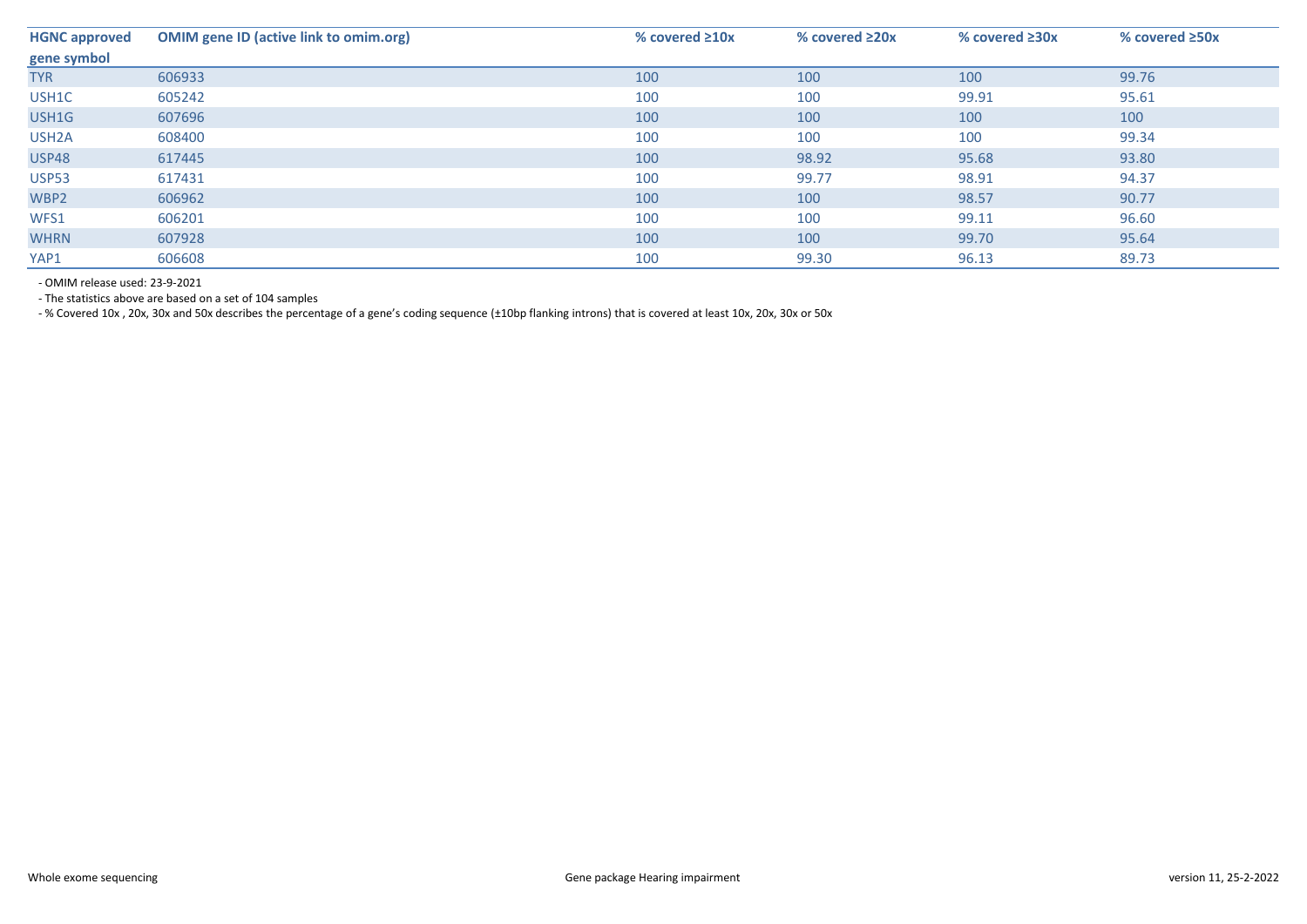| HGNC approved gene symbol | OMIM gene ID (active link to omim.org) | % covered ≥10x | % covered ≥20x | % covered ≥30x | % covered ≥50x |
|---|---|---|---|---|---|
| TYR | 606933 | 100 | 100 | 100 | 99.76 |
| USH1C | 605242 | 100 | 100 | 99.91 | 95.61 |
| USH1G | 607696 | 100 | 100 | 100 | 100 |
| USH2A | 608400 | 100 | 100 | 100 | 99.34 |
| USP48 | 617445 | 100 | 98.92 | 95.68 | 93.80 |
| USP53 | 617431 | 100 | 99.77 | 98.91 | 94.37 |
| WBP2 | 606962 | 100 | 100 | 98.57 | 90.77 |
| WFS1 | 606201 | 100 | 100 | 99.11 | 96.60 |
| WHRN | 607928 | 100 | 100 | 99.70 | 95.64 |
| YAP1 | 606608 | 100 | 99.30 | 96.13 | 89.73 |

- OMIM release used: 23-9-2021
- The statistics above are based on a set of 104 samples
- % Covered 10x , 20x, 30x and 50x describes the percentage of a gene's coding sequence (±10bp flanking introns) that is covered at least 10x, 20x, 30x or 50x